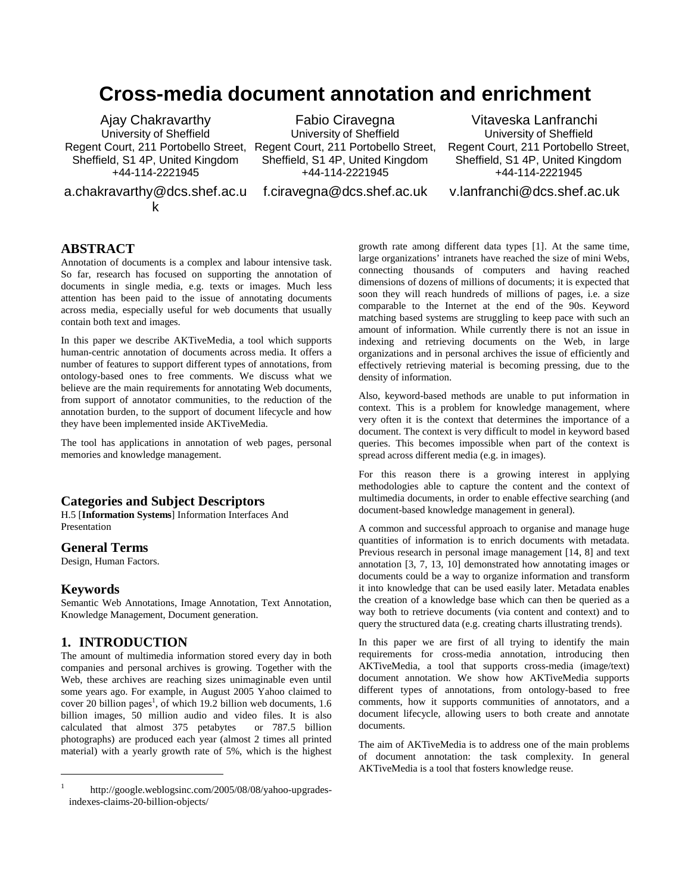# Cross-media document annotation and enrichment

Ajay Chakravarthy
University of Sheffield
Regent Court, 211 Portobello Street,
Sheffield, S1 4P, United Kingdom
+44-114-2221945
a.chakravarthy@dcs.shef.ac.uk

Fabio Ciravegna
University of Sheffield
Regent Court, 211 Portobello Street,
Sheffield, S1 4P, United Kingdom
+44-114-2221945
f.ciravegna@dcs.shef.ac.uk

Vitaveska Lanfranchi
University of Sheffield
Regent Court, 211 Portobello Street,
Sheffield, S1 4P, United Kingdom
+44-114-2221945
v.lanfranchi@dcs.shef.ac.uk

## ABSTRACT

Annotation of documents is a complex and labour intensive task. So far, research has focused on supporting the annotation of documents in single media, e.g. texts or images. Much less attention has been paid to the issue of annotating documents across media, especially useful for web documents that usually contain both text and images.

In this paper we describe AKTiveMedia, a tool which supports human-centric annotation of documents across media. It offers a number of features to support different types of annotations, from ontology-based ones to free comments. We discuss what we believe are the main requirements for annotating Web documents, from support of annotator communities, to the reduction of the annotation burden, to the support of document lifecycle and how they have been implemented inside AKTiveMedia.

The tool has applications in annotation of web pages, personal memories and knowledge management.

### Categories and Subject Descriptors

H.5 [**Information Systems**] Information Interfaces And Presentation

### General Terms

Design, Human Factors.

### Keywords

Semantic Web Annotations, Image Annotation, Text Annotation, Knowledge Management, Document generation.

## 1. INTRODUCTION

The amount of multimedia information stored every day in both companies and personal archives is growing. Together with the Web, these archives are reaching sizes unimaginable even until some years ago. For example, in August 2005 Yahoo claimed to cover 20 billion pages[1], of which 19.2 billion web documents, 1.6 billion images, 50 million audio and video files. It is also calculated that almost 375 petabytes or 787.5 billion photographs) are produced each year (almost 2 times all printed material) with a yearly growth rate of 5%, which is the highest growth rate among different data types [1]. At the same time, large organizations' intranets have reached the size of mini Webs, connecting thousands of computers and having reached dimensions of dozens of millions of documents; it is expected that soon they will reach hundreds of millions of pages, i.e. a size comparable to the Internet at the end of the 90s. Keyword matching based systems are struggling to keep pace with such an amount of information. While currently there is not an issue in indexing and retrieving documents on the Web, in large organizations and in personal archives the issue of efficiently and effectively retrieving material is becoming pressing, due to the density of information.

Also, keyword-based methods are unable to put information in context. This is a problem for knowledge management, where very often it is the context that determines the importance of a document. The context is very difficult to model in keyword based queries. This becomes impossible when part of the context is spread across different media (e.g. in images).

For this reason there is a growing interest in applying methodologies able to capture the content and the context of multimedia documents, in order to enable effective searching (and document-based knowledge management in general).

A common and successful approach to organise and manage huge quantities of information is to enrich documents with metadata. Previous research in personal image management [14, 8] and text annotation [3, 7, 13, 10] demonstrated how annotating images or documents could be a way to organize information and transform it into knowledge that can be used easily later. Metadata enables the creation of a knowledge base which can then be queried as a way both to retrieve documents (via content and context) and to query the structured data (e.g. creating charts illustrating trends).

In this paper we are first of all trying to identify the main requirements for cross-media annotation, introducing then AKTiveMedia, a tool that supports cross-media (image/text) document annotation. We show how AKTiveMedia supports different types of annotations, from ontology-based to free comments, how it supports communities of annotators, and a document lifecycle, allowing users to both create and annotate documents.

The aim of AKTiveMedia is to address one of the main problems of document annotation: the task complexity. In general AKTiveMedia is a tool that fosters knowledge reuse.

[1] http://google.weblogsinc.com/2005/08/08/yahoo-upgrades-indexes-claims-20-billion-objects/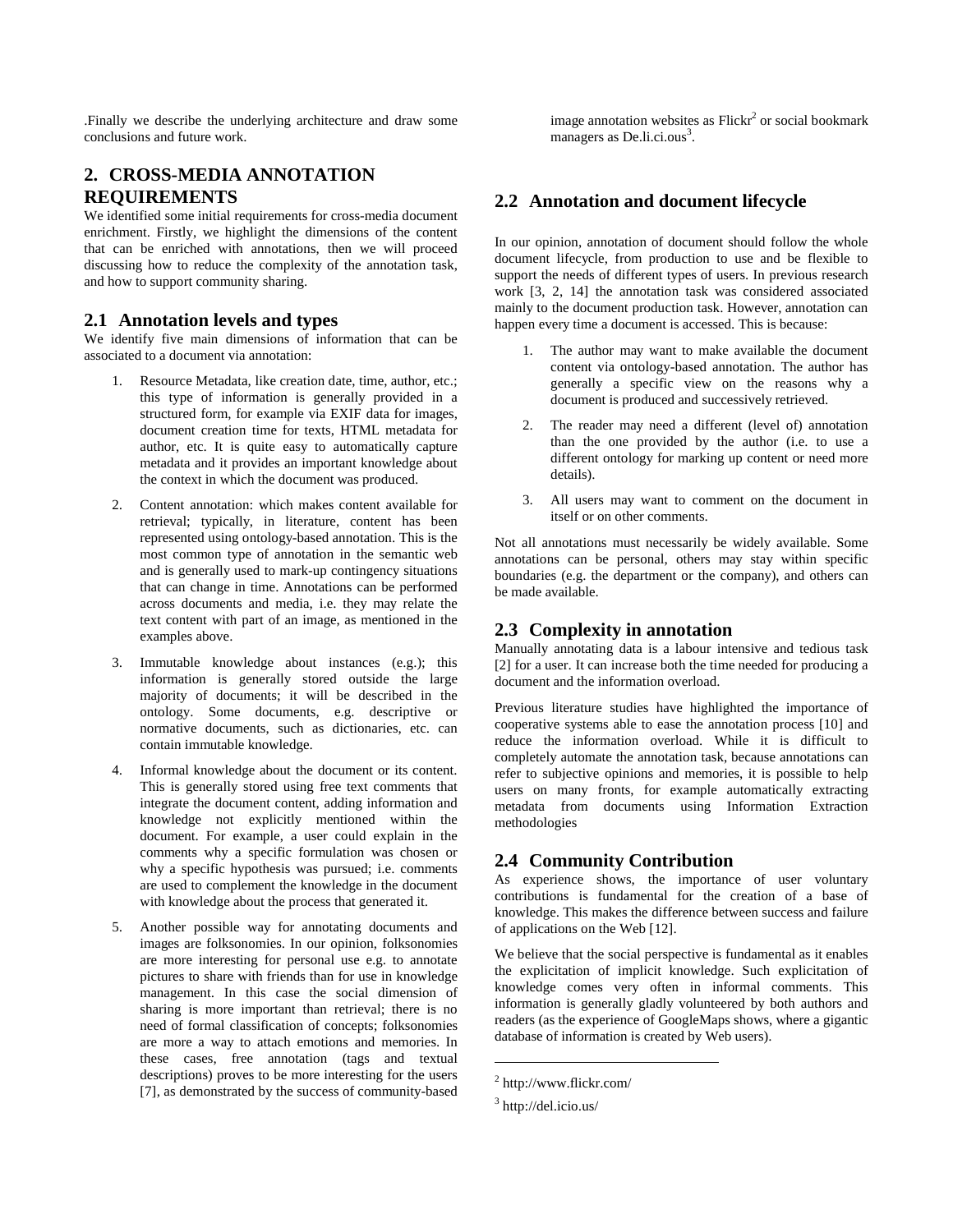.Finally we describe the underlying architecture and draw some conclusions and future work.

## 2. CROSS-MEDIA ANNOTATION REQUIREMENTS

We identified some initial requirements for cross-media document enrichment. Firstly, we highlight the dimensions of the content that can be enriched with annotations, then we will proceed discussing how to reduce the complexity of the annotation task, and how to support community sharing.

### 2.1 Annotation levels and types

We identify five main dimensions of information that can be associated to a document via annotation:

1. Resource Metadata, like creation date, time, author, etc.; this type of information is generally provided in a structured form, for example via EXIF data for images, document creation time for texts, HTML metadata for author, etc. It is quite easy to automatically capture metadata and it provides an important knowledge about the context in which the document was produced.

2. Content annotation: which makes content available for retrieval; typically, in literature, content has been represented using ontology-based annotation. This is the most common type of annotation in the semantic web and is generally used to mark-up contingency situations that can change in time. Annotations can be performed across documents and media, i.e. they may relate the text content with part of an image, as mentioned in the examples above.

3. Immutable knowledge about instances (e.g.); this information is generally stored outside the large majority of documents; it will be described in the ontology. Some documents, e.g. descriptive or normative documents, such as dictionaries, etc. can contain immutable knowledge.

4. Informal knowledge about the document or its content. This is generally stored using free text comments that integrate the document content, adding information and knowledge not explicitly mentioned within the document. For example, a user could explain in the comments why a specific formulation was chosen or why a specific hypothesis was pursued; i.e. comments are used to complement the knowledge in the document with knowledge about the process that generated it.

5. Another possible way for annotating documents and images are folksonomies. In our opinion, folksonomies are more interesting for personal use e.g. to annotate pictures to share with friends than for use in knowledge management. In this case the social dimension of sharing is more important than retrieval; there is no need of formal classification of concepts; folksonomies are more a way to attach emotions and memories. In these cases, free annotation (tags and textual descriptions) proves to be more interesting for the users [7], as demonstrated by the success of community-based image annotation websites as Flickr[2] or social bookmark managers as De.li.ci.ous[3].

### 2.2 Annotation and document lifecycle

In our opinion, annotation of document should follow the whole document lifecycle, from production to use and be flexible to support the needs of different types of users. In previous research work [3, 2, 14] the annotation task was considered associated mainly to the document production task. However, annotation can happen every time a document is accessed. This is because:

1. The author may want to make available the document content via ontology-based annotation. The author has generally a specific view on the reasons why a document is produced and successively retrieved.

2. The reader may need a different (level of) annotation than the one provided by the author (i.e. to use a different ontology for marking up content or need more details).

3. All users may want to comment on the document in itself or on other comments.

Not all annotations must necessarily be widely available. Some annotations can be personal, others may stay within specific boundaries (e.g. the department or the company), and others can be made available.

### 2.3 Complexity in annotation

Manually annotating data is a labour intensive and tedious task [2] for a user. It can increase both the time needed for producing a document and the information overload.

Previous literature studies have highlighted the importance of cooperative systems able to ease the annotation process [10] and reduce the information overload. While it is difficult to completely automate the annotation task, because annotations can refer to subjective opinions and memories, it is possible to help users on many fronts, for example automatically extracting metadata from documents using Information Extraction methodologies

### 2.4 Community Contribution

As experience shows, the importance of user voluntary contributions is fundamental for the creation of a base of knowledge. This makes the difference between success and failure of applications on the Web [12].

We believe that the social perspective is fundamental as it enables the explicitation of implicit knowledge. Such explicitation of knowledge comes very often in informal comments. This information is generally gladly volunteered by both authors and readers (as the experience of GoogleMaps shows, where a gigantic database of information is created by Web users).

---

[2] http://www.flickr.com/

[3] http://del.icio.us/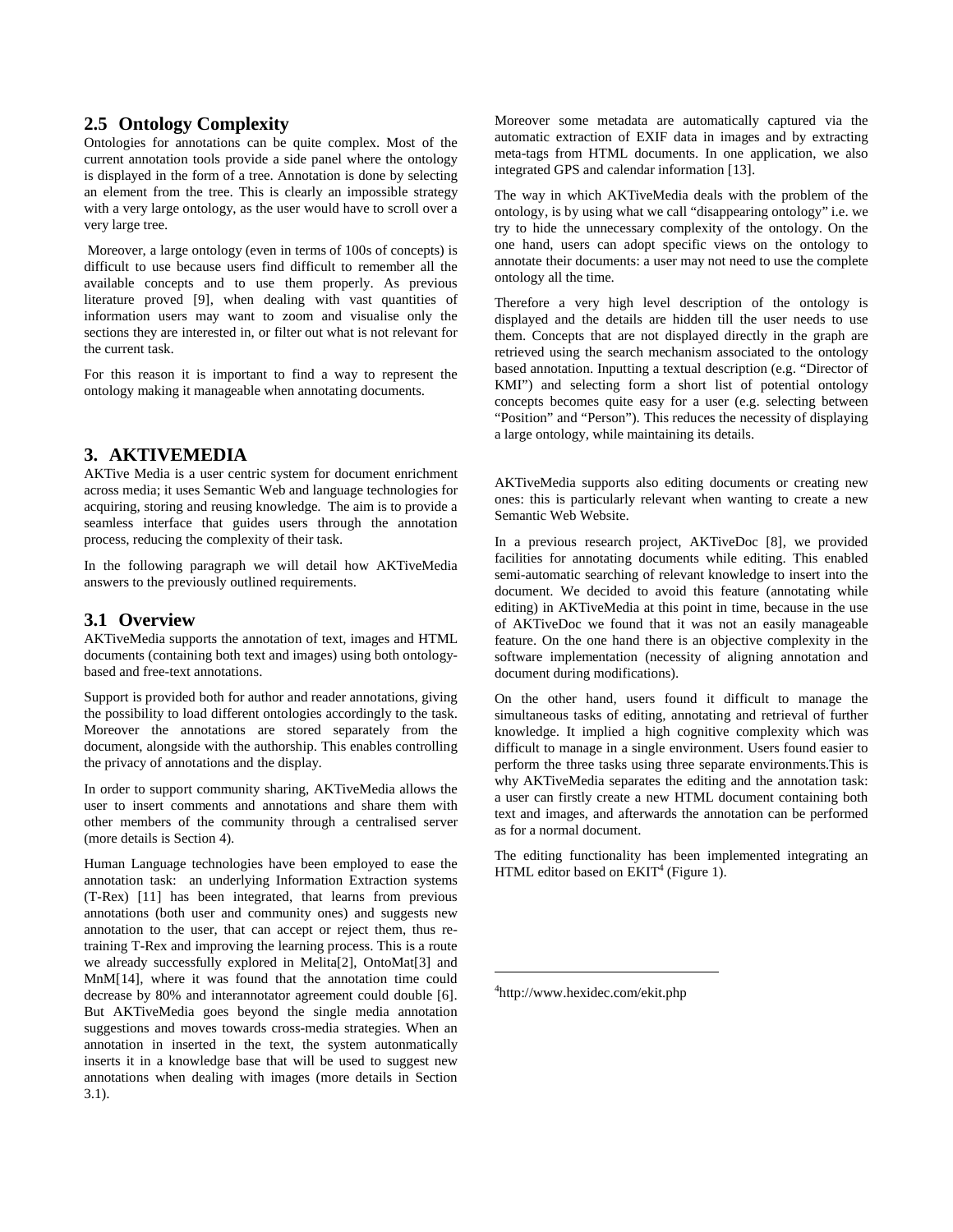## 2.5 Ontology Complexity

Ontologies for annotations can be quite complex. Most of the current annotation tools provide a side panel where the ontology is displayed in the form of a tree. Annotation is done by selecting an element from the tree. This is clearly an impossible strategy with a very large ontology, as the user would have to scroll over a very large tree.

Moreover, a large ontology (even in terms of 100s of concepts) is difficult to use because users find difficult to remember all the available concepts and to use them properly. As previous literature proved [9], when dealing with vast quantities of information users may want to zoom and visualise only the sections they are interested in, or filter out what is not relevant for the current task.

For this reason it is important to find a way to represent the ontology making it manageable when annotating documents.

# 3. AKTIVEMEDIA

AKTive Media is a user centric system for document enrichment across media; it uses Semantic Web and language technologies for acquiring, storing and reusing knowledge. The aim is to provide a seamless interface that guides users through the annotation process, reducing the complexity of their task.

In the following paragraph we will detail how AKTiveMedia answers to the previously outlined requirements.

## 3.1 Overview

AKTiveMedia supports the annotation of text, images and HTML documents (containing both text and images) using both ontology-based and free-text annotations.

Support is provided both for author and reader annotations, giving the possibility to load different ontologies accordingly to the task. Moreover the annotations are stored separately from the document, alongside with the authorship. This enables controlling the privacy of annotations and the display.

In order to support community sharing, AKTiveMedia allows the user to insert comments and annotations and share them with other members of the community through a centralised server (more details is Section 4).

Human Language technologies have been employed to ease the annotation task: an underlying Information Extraction systems (T-Rex) [11] has been integrated, that learns from previous annotations (both user and community ones) and suggests new annotation to the user, that can accept or reject them, thus re-training T-Rex and improving the learning process. This is a route we already successfully explored in Melita[2], OntoMat[3] and MnM[14], where it was found that the annotation time could decrease by 80% and interannotator agreement could double [6]. But AKTiveMedia goes beyond the single media annotation suggestions and moves towards cross-media strategies. When an annotation in inserted in the text, the system autonmatically inserts it in a knowledge base that will be used to suggest new annotations when dealing with images (more details in Section 3.1).

Moreover some metadata are automatically captured via the automatic extraction of EXIF data in images and by extracting meta-tags from HTML documents. In one application, we also integrated GPS and calendar information [13].

The way in which AKTiveMedia deals with the problem of the ontology, is by using what we call "disappearing ontology" i.e. we try to hide the unnecessary complexity of the ontology. On the one hand, users can adopt specific views on the ontology to annotate their documents: a user may not need to use the complete ontology all the time.

Therefore a very high level description of the ontology is displayed and the details are hidden till the user needs to use them. Concepts that are not displayed directly in the graph are retrieved using the search mechanism associated to the ontology based annotation. Inputting a textual description (e.g. "Director of KMI") and selecting form a short list of potential ontology concepts becomes quite easy for a user (e.g. selecting between "Position" and "Person"). This reduces the necessity of displaying a large ontology, while maintaining its details.

AKTiveMedia supports also editing documents or creating new ones: this is particularly relevant when wanting to create a new Semantic Web Website.

In a previous research project, AKTiveDoc [8], we provided facilities for annotating documents while editing. This enabled semi-automatic searching of relevant knowledge to insert into the document. We decided to avoid this feature (annotating while editing) in AKTiveMedia at this point in time, because in the use of AKTiveDoc we found that it was not an easily manageable feature. On the one hand there is an objective complexity in the software implementation (necessity of aligning annotation and document during modifications).

On the other hand, users found it difficult to manage the simultaneous tasks of editing, annotating and retrieval of further knowledge. It implied a high cognitive complexity which was difficult to manage in a single environment. Users found easier to perform the three tasks using three separate environments.This is why AKTiveMedia separates the editing and the annotation task: a user can firstly create a new HTML document containing both text and images, and afterwards the annotation can be performed as for a normal document.

The editing functionality has been implemented integrating an HTML editor based on EKIT[4] (Figure 1).

[4]http://www.hexidec.com/ekit.php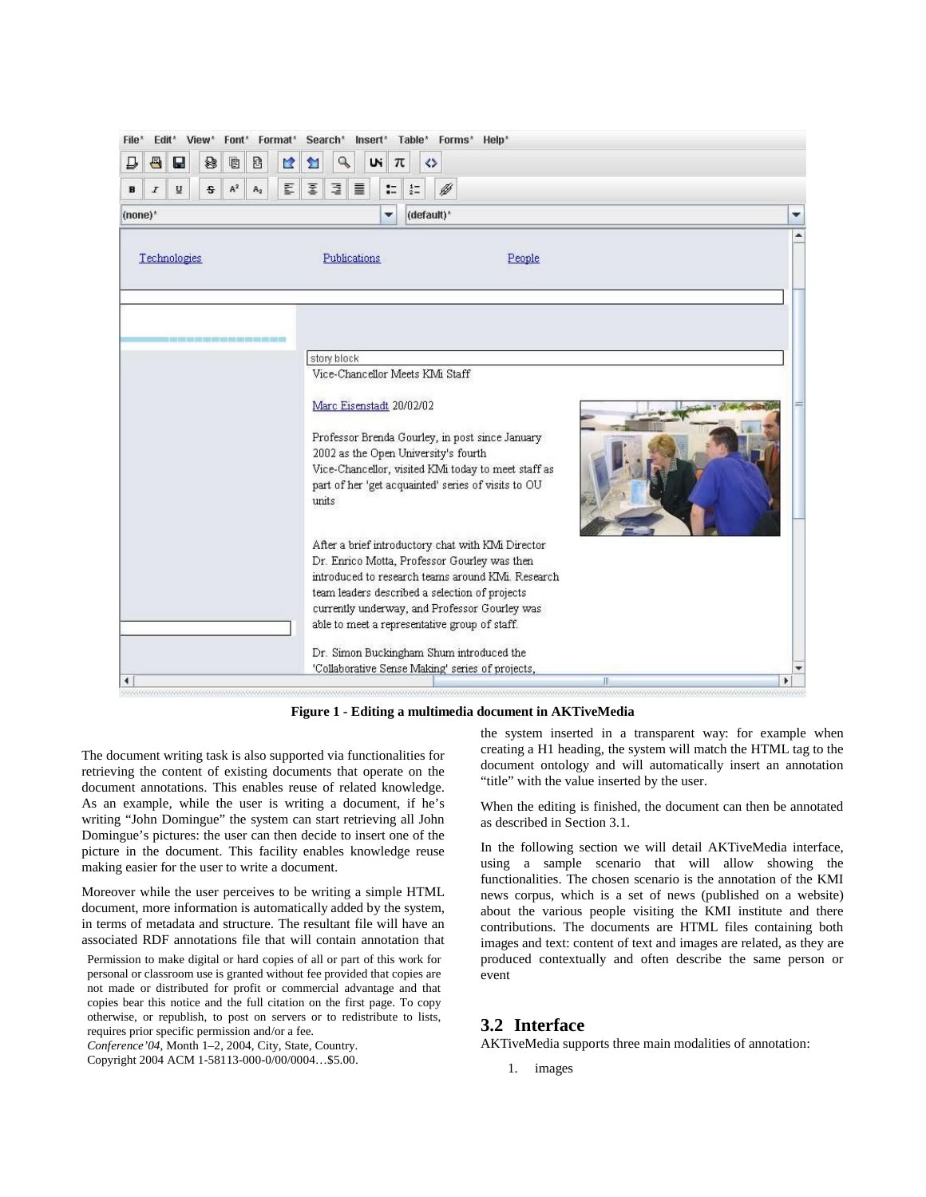Figure 1 - Editing a multimedia document in AKTiveMedia

The document writing task is also supported via functionalities for retrieving the content of existing documents that operate on the document annotations. This enables reuse of related knowledge. As an example, while the user is writing a document, if he's writing "John Domingue" the system can start retrieving all John Domingue's pictures: the user can then decide to insert one of the picture in the document. This facility enables knowledge reuse making easier for the user to write a document.

Moreover while the user perceives to be writing a simple HTML document, more information is automatically added by the system, in terms of metadata and structure. The resultant file will have an associated RDF annotations file that will contain annotation that the system inserted in a transparent way: for example when creating a H1 heading, the system will match the HTML tag to the document ontology and will automatically insert an annotation "title" with the value inserted by the user.

When the editing is finished, the document can then be annotated as described in Section 3.1.

In the following section we will detail AKTiveMedia interface, using a sample scenario that will allow showing the functionalities. The chosen scenario is the annotation of the KMI news corpus, which is a set of news (published on a website) about the various people visiting the KMI institute and there contributions. The documents are HTML files containing both images and text: content of text and images are related, as they are produced contextually and often describe the same person or event

## 3.2 Interface

AKTiveMedia supports three main modalities of annotation:

1. images

Permission to make digital or hard copies of all or part of this work for personal or classroom use is granted without fee provided that copies are not made or distributed for profit or commercial advantage and that copies bear this notice and the full citation on the first page. To copy otherwise, or republish, to post on servers or to redistribute to lists, requires prior specific permission and/or a fee.
*Conference'04*, Month 1–2, 2004, City, State, Country.
Copyright 2004 ACM 1-58113-000-0/00/0004…$5.00.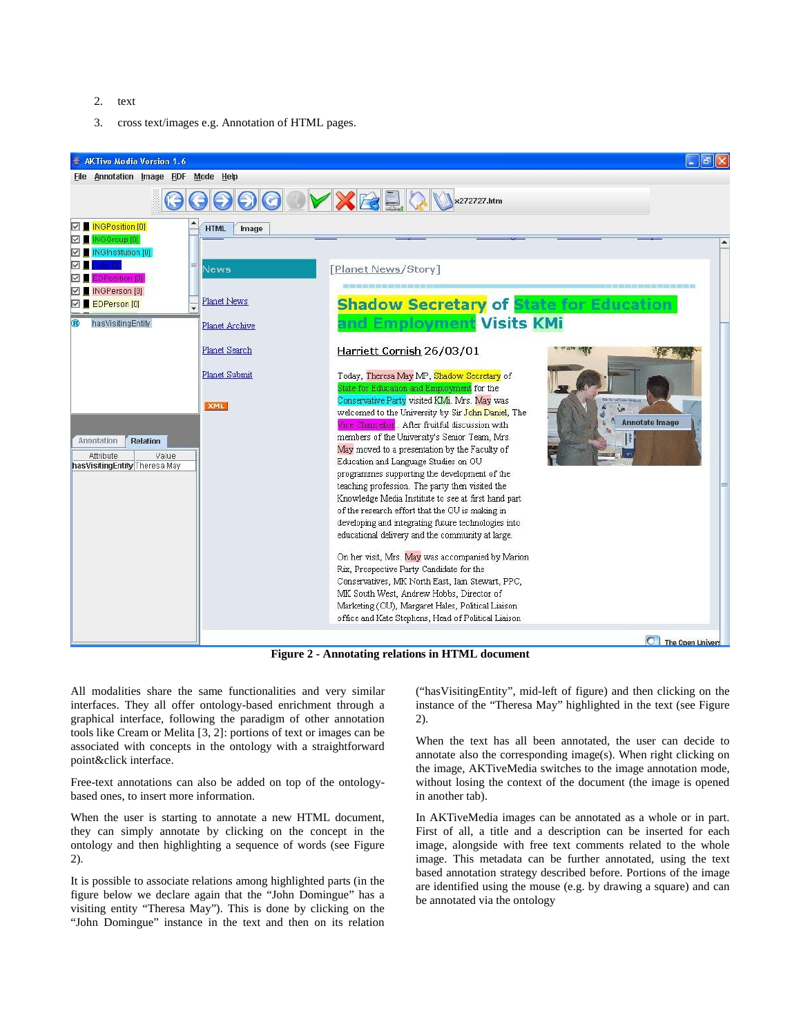2. text
3. cross text/images e.g. Annotation of HTML pages.

**Figure 2 - Annotating relations in HTML document**

All modalities share the same functionalities and very similar interfaces. They all offer ontology-based enrichment through a graphical interface, following the paradigm of other annotation tools like Cream or Melita [3, 2]: portions of text or images can be associated with concepts in the ontology with a straightforward point&click interface.

Free-text annotations can also be added on top of the ontology-based ones, to insert more information.

When the user is starting to annotate a new HTML document, they can simply annotate by clicking on the concept in the ontology and then highlighting a sequence of words (see Figure 2).

It is possible to associate relations among highlighted parts (in the figure below we declare again that the "John Domingue" has a visiting entity "Theresa May"). This is done by clicking on the "John Domingue" instance in the text and then on its relation ("hasVisitingEntity", mid-left of figure) and then clicking on the instance of the "Theresa May" highlighted in the text (see Figure 2).

When the text has all been annotated, the user can decide to annotate also the corresponding image(s). When right clicking on the image, AKTiveMedia switches to the image annotation mode, without losing the context of the document (the image is opened in another tab).

In AKTiveMedia images can be annotated as a whole or in part. First of all, a title and a description can be inserted for each image, alongside with free text comments related to the whole image. This metadata can be further annotated, using the text based annotation strategy described before. Portions of the image are identified using the mouse (e.g. by drawing a square) and can be annotated via the ontology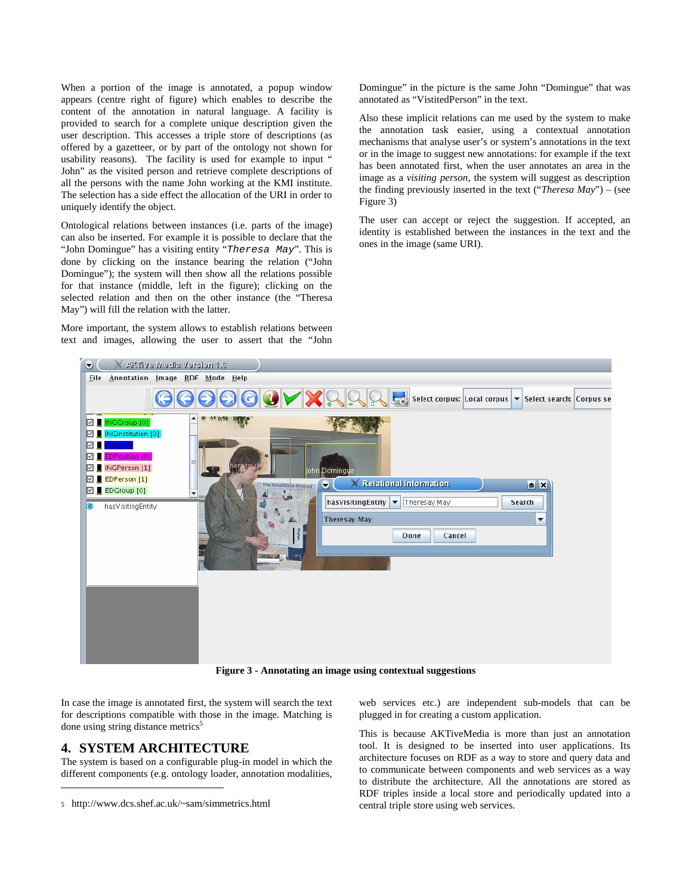When a portion of the image is annotated, a popup window appears (centre right of figure) which enables to describe the content of the annotation in natural language. A facility is provided to search for a complete unique description given the user description. This accesses a triple store of descriptions (as offered by a gazetteer, or by part of the ontology not shown for usability reasons). The facility is used for example to input " John" as the visited person and retrieve complete descriptions of all the persons with the name John working at the KMI institute. The selection has a side effect the allocation of the URI in order to uniquely identify the object.

Ontological relations between instances (i.e. parts of the image) can also be inserted. For example it is possible to declare that the "John Domingue" has a visiting entity "`Theresa May`". This is done by clicking on the instance bearing the relation ("John Domingue"); the system will then show all the relations possible for that instance (middle, left in the figure); clicking on the selected relation and then on the other instance (the "Theresa May") will fill the relation with the latter.

More important, the system allows to establish relations between text and images, allowing the user to assert that the "John Domingue" in the picture is the same John "Domingue" that was annotated as "VistitedPerson" in the text.

Also these implicit relations can me used by the system to make the annotation task easier, using a contextual annotation mechanisms that analyse user's or system's annotations in the text or in the image to suggest new annotations: for example if the text has been annotated first, when the user annotates an area in the image as a *visiting person*, the system will suggest as description the finding previously inserted in the text ("*Theresa May*") – (see Figure 3)

The user can accept or reject the suggestion. If accepted, an identity is established between the instances in the text and the ones in the image (same URI).

**Figure 3 - Annotating an image using contextual suggestions**

In case the image is annotated first, the system will search the text for descriptions compatible with those in the image. Matching is done using string distance metrics[5]

## 4. SYSTEM ARCHITECTURE

The system is based on a configurable plug-in model in which the different components (e.g. ontology loader, annotation modalities, web services etc.) are independent sub-models that can be plugged in for creating a custom application.

This is because AKTiveMedia is more than just an annotation tool. It is designed to be inserted into user applications. Its architecture focuses on RDF as a way to store and query data and to communicate between components and web services as a way to distribute the architecture. All the annotations are stored as RDF triples inside a local store and periodically updated into a central triple store using web services.

[5] http://www.dcs.shef.ac.uk/~sam/simmetrics.html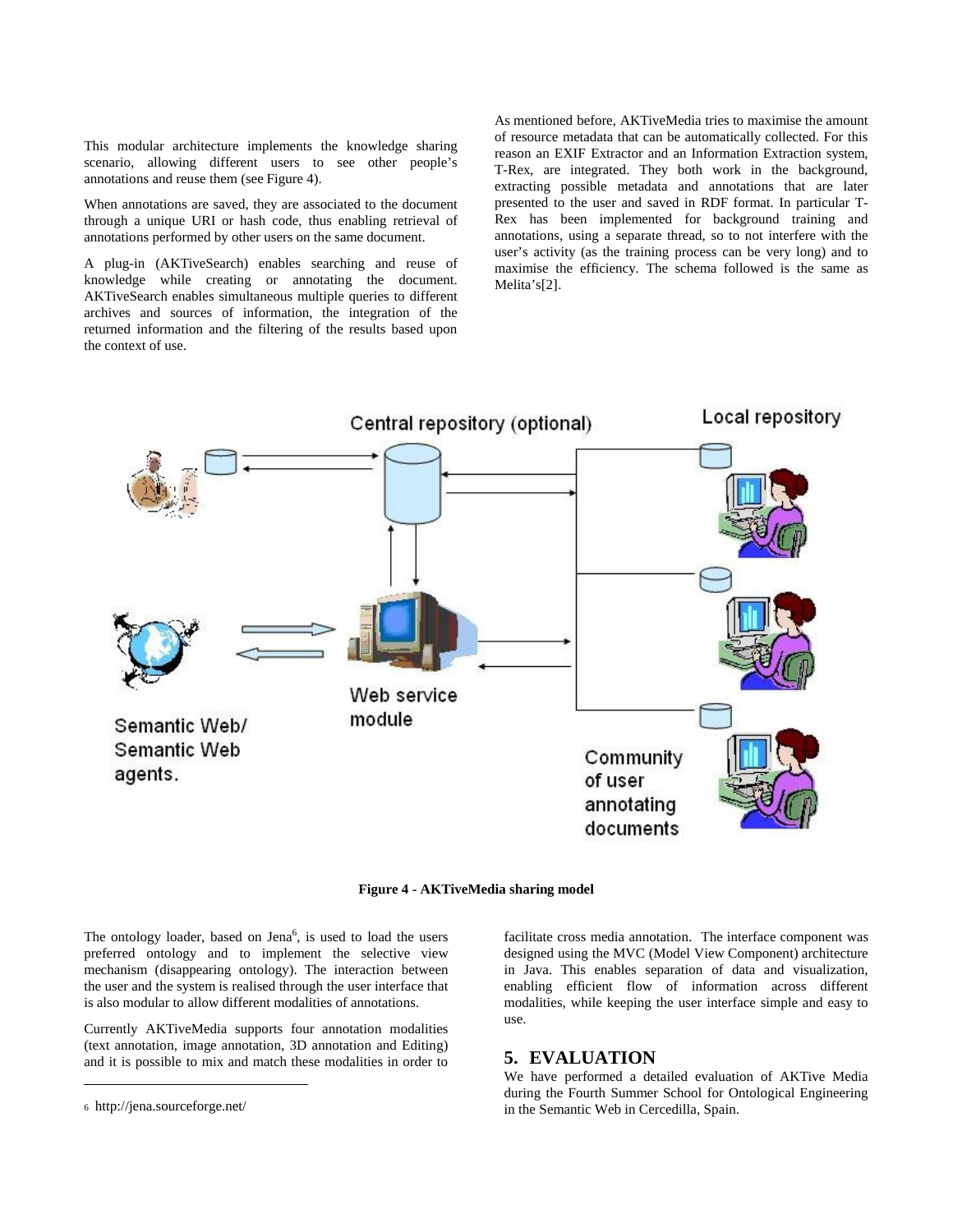This modular architecture implements the knowledge sharing scenario, allowing different users to see other people's annotations and reuse them (see Figure 4).

When annotations are saved, they are associated to the document through a unique URI or hash code, thus enabling retrieval of annotations performed by other users on the same document.

A plug-in (AKTiveSearch) enables searching and reuse of knowledge while creating or annotating the document. AKTiveSearch enables simultaneous multiple queries to different archives and sources of information, the integration of the returned information and the filtering of the results based upon the context of use.

As mentioned before, AKTiveMedia tries to maximise the amount of resource metadata that can be automatically collected. For this reason an EXIF Extractor and an Information Extraction system, T-Rex, are integrated. They both work in the background, extracting possible metadata and annotations that are later presented to the user and saved in RDF format. In particular T-Rex has been implemented for background training and annotations, using a separate thread, so to not interfere with the user's activity (as the training process can be very long) and to maximise the efficiency. The schema followed is the same as Melita's[2].

**Figure 4 - AKTiveMedia sharing model**

The ontology loader, based on Jena[6], is used to load the users preferred ontology and to implement the selective view mechanism (disappearing ontology). The interaction between the user and the system is realised through the user interface that is also modular to allow different modalities of annotations.

Currently AKTiveMedia supports four annotation modalities (text annotation, image annotation, 3D annotation and Editing) and it is possible to mix and match these modalities in order to facilitate cross media annotation. The interface component was designed using the MVC (Model View Component) architecture in Java. This enables separation of data and visualization, enabling efficient flow of information across different modalities, while keeping the user interface simple and easy to use.

## 5. EVALUATION

We have performed a detailed evaluation of AKTive Media during the Fourth Summer School for Ontological Engineering in the Semantic Web in Cercedilla, Spain.

[6] http://jena.sourceforge.net/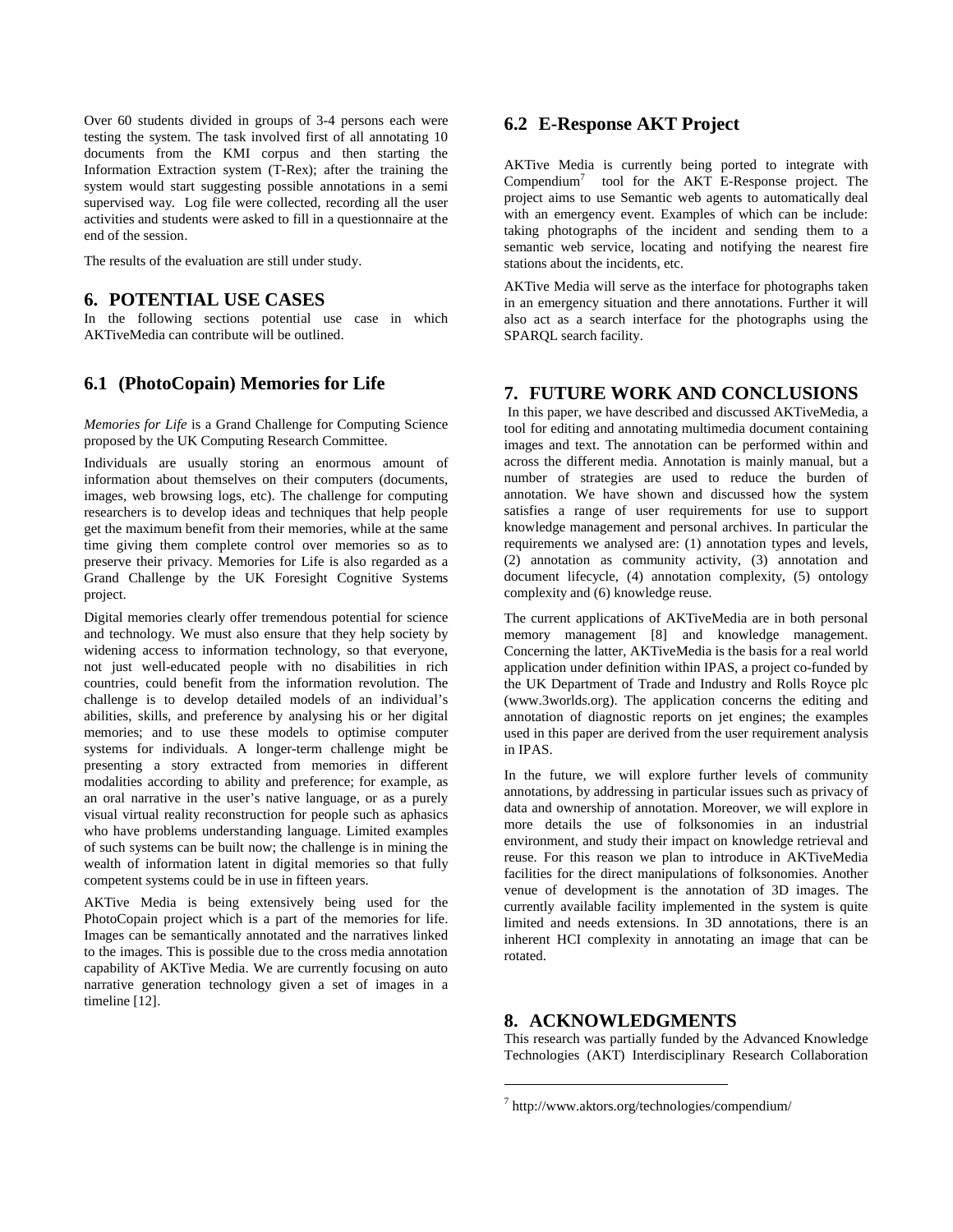Over 60 students divided in groups of 3-4 persons each were testing the system. The task involved first of all annotating 10 documents from the KMI corpus and then starting the Information Extraction system (T-Rex); after the training the system would start suggesting possible annotations in a semi supervised way. Log file were collected, recording all the user activities and students were asked to fill in a questionnaire at the end of the session.

The results of the evaluation are still under study.

## 6. POTENTIAL USE CASES

In the following sections potential use case in which AKTiveMedia can contribute will be outlined.

### 6.1 (PhotoCopain) Memories for Life

*Memories for Life* is a Grand Challenge for Computing Science proposed by the UK Computing Research Committee.

Individuals are usually storing an enormous amount of information about themselves on their computers (documents, images, web browsing logs, etc). The challenge for computing researchers is to develop ideas and techniques that help people get the maximum benefit from their memories, while at the same time giving them complete control over memories so as to preserve their privacy. Memories for Life is also regarded as a Grand Challenge by the UK Foresight Cognitive Systems project.

Digital memories clearly offer tremendous potential for science and technology. We must also ensure that they help society by widening access to information technology, so that everyone, not just well-educated people with no disabilities in rich countries, could benefit from the information revolution. The challenge is to develop detailed models of an individual's abilities, skills, and preference by analysing his or her digital memories; and to use these models to optimise computer systems for individuals. A longer-term challenge might be presenting a story extracted from memories in different modalities according to ability and preference; for example, as an oral narrative in the user's native language, or as a purely visual virtual reality reconstruction for people such as aphasics who have problems understanding language. Limited examples of such systems can be built now; the challenge is in mining the wealth of information latent in digital memories so that fully competent systems could be in use in fifteen years.

AKTive Media is being extensively being used for the PhotoCopain project which is a part of the memories for life. Images can be semantically annotated and the narratives linked to the images. This is possible due to the cross media annotation capability of AKTive Media. We are currently focusing on auto narrative generation technology given a set of images in a timeline [12].

### 6.2 E-Response AKT Project

AKTive Media is currently being ported to integrate with Compendium[7] tool for the AKT E-Response project. The project aims to use Semantic web agents to automatically deal with an emergency event. Examples of which can be include: taking photographs of the incident and sending them to a semantic web service, locating and notifying the nearest fire stations about the incidents, etc.

AKTive Media will serve as the interface for photographs taken in an emergency situation and there annotations. Further it will also act as a search interface for the photographs using the SPARQL search facility.

## 7. FUTURE WORK AND CONCLUSIONS

In this paper, we have described and discussed AKTiveMedia, a tool for editing and annotating multimedia document containing images and text. The annotation can be performed within and across the different media. Annotation is mainly manual, but a number of strategies are used to reduce the burden of annotation. We have shown and discussed how the system satisfies a range of user requirements for use to support knowledge management and personal archives. In particular the requirements we analysed are: (1) annotation types and levels, (2) annotation as community activity, (3) annotation and document lifecycle, (4) annotation complexity, (5) ontology complexity and (6) knowledge reuse.

The current applications of AKTiveMedia are in both personal memory management [8] and knowledge management. Concerning the latter, AKTiveMedia is the basis for a real world application under definition within IPAS, a project co-funded by the UK Department of Trade and Industry and Rolls Royce plc (www.3worlds.org). The application concerns the editing and annotation of diagnostic reports on jet engines; the examples used in this paper are derived from the user requirement analysis in IPAS.

In the future, we will explore further levels of community annotations, by addressing in particular issues such as privacy of data and ownership of annotation. Moreover, we will explore in more details the use of folksonomies in an industrial environment, and study their impact on knowledge retrieval and reuse. For this reason we plan to introduce in AKTiveMedia facilities for the direct manipulations of folksonomies. Another venue of development is the annotation of 3D images. The currently available facility implemented in the system is quite limited and needs extensions. In 3D annotations, there is an inherent HCI complexity in annotating an image that can be rotated.

## 8. ACKNOWLEDGMENTS

This research was partially funded by the Advanced Knowledge Technologies (AKT) Interdisciplinary Research Collaboration

[7] http://www.aktors.org/technologies/compendium/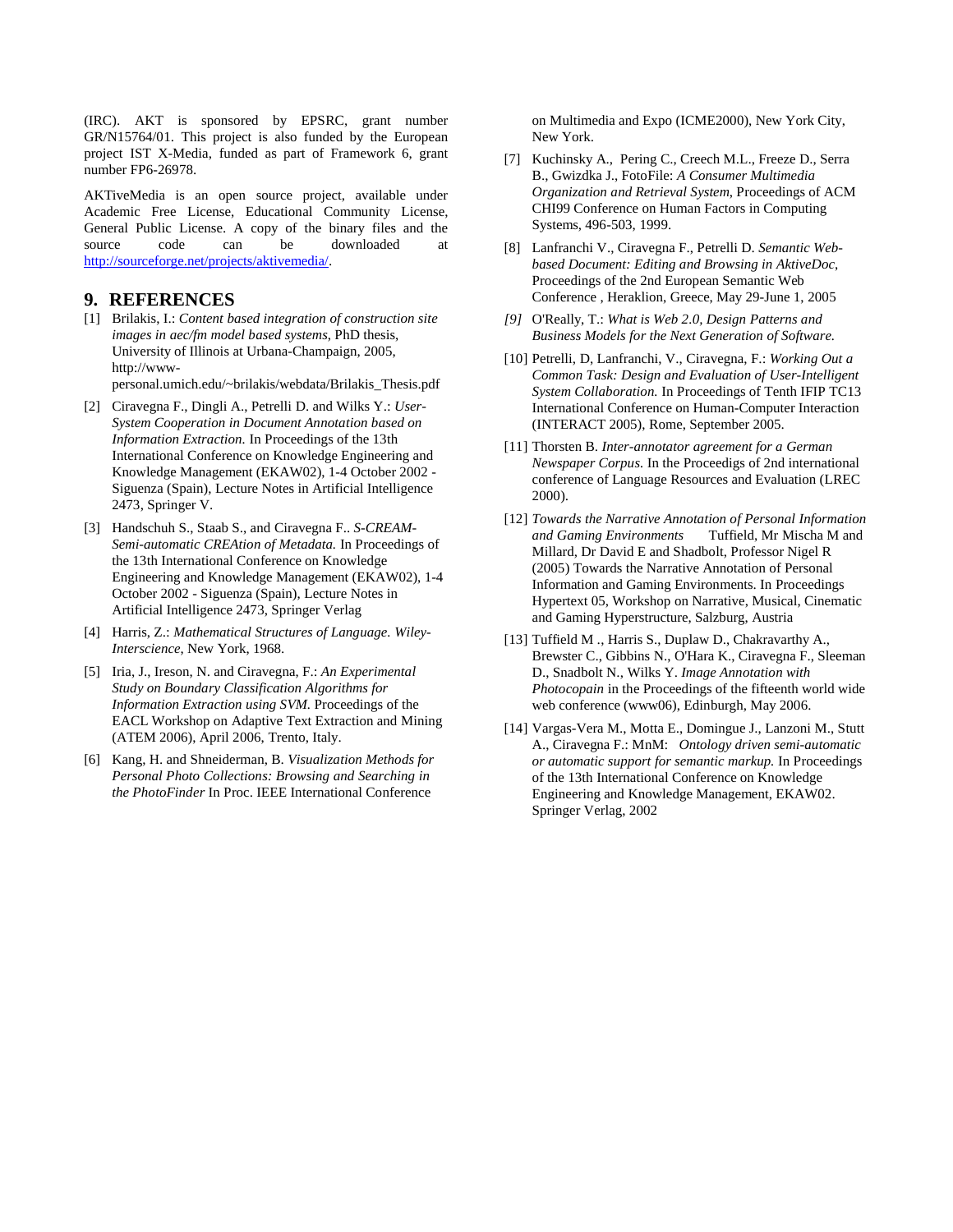(IRC). AKT is sponsored by EPSRC, grant number GR/N15764/01. This project is also funded by the European project IST X-Media, funded as part of Framework 6, grant number FP6-26978.

AKTiveMedia is an open source project, available under Academic Free License, Educational Community License, General Public License. A copy of the binary files and the source code can be downloaded at http://sourceforge.net/projects/aktivemedia/.

## 9. REFERENCES

[1] Brilakis, I.: *Content based integration of construction site images in aec/fm model based systems*, PhD thesis, University of Illinois at Urbana-Champaign, 2005, http://www-personal.umich.edu/~brilakis/webdata/Brilakis_Thesis.pdf

[2] Ciravegna F., Dingli A., Petrelli D. and Wilks Y.: *User-System Cooperation in Document Annotation based on Information Extraction.* In Proceedings of the 13th International Conference on Knowledge Engineering and Knowledge Management (EKAW02), 1-4 October 2002 - Siguenza (Spain), Lecture Notes in Artificial Intelligence 2473, Springer V.

[3] Handschuh S., Staab S., and Ciravegna F.. *S-CREAM-Semi-automatic CREAtion of Metadata.* In Proceedings of the 13th International Conference on Knowledge Engineering and Knowledge Management (EKAW02), 1-4 October 2002 - Siguenza (Spain), Lecture Notes in Artificial Intelligence 2473, Springer Verlag

[4] Harris, Z.: *Mathematical Structures of Language. Wiley-Interscience*, New York, 1968.

[5] Iria, J., Ireson, N. and Ciravegna, F.: *An Experimental Study on Boundary Classification Algorithms for Information Extraction using SVM.* Proceedings of the EACL Workshop on Adaptive Text Extraction and Mining (ATEM 2006), April 2006, Trento, Italy.

[6] Kang, H. and Shneiderman, B. *Visualization Methods for Personal Photo Collections: Browsing and Searching in the PhotoFinder* In Proc. IEEE International Conference on Multimedia and Expo (ICME2000), New York City, New York.

[7] Kuchinsky A., Pering C., Creech M.L., Freeze D., Serra B., Gwizdka J., FotoFile: *A Consumer Multimedia Organization and Retrieval System*, Proceedings of ACM CHI99 Conference on Human Factors in Computing Systems, 496-503, 1999.

[8] Lanfranchi V., Ciravegna F., Petrelli D. *Semantic Web-based Document: Editing and Browsing in AktiveDoc*, Proceedings of the 2nd European Semantic Web Conference , Heraklion, Greece, May 29-June 1, 2005

*[9]* O'Really, T.: *What is Web 2.0, Design Patterns and Business Models for the Next Generation of Software.*

[10] Petrelli, D, Lanfranchi, V., Ciravegna, F.: *Working Out a Common Task: Design and Evaluation of User-Intelligent System Collaboration.* In Proceedings of Tenth IFIP TC13 International Conference on Human-Computer Interaction (INTERACT 2005), Rome, September 2005.

[11] Thorsten B. *Inter-annotator agreement for a German Newspaper Corpus.* In the Proceedigs of 2nd international conference of Language Resources and Evaluation (LREC 2000).

[12] *Towards the Narrative Annotation of Personal Information and Gaming Environments* Tuffield, Mr Mischa M and Millard, Dr David E and Shadbolt, Professor Nigel R (2005) Towards the Narrative Annotation of Personal Information and Gaming Environments. In Proceedings Hypertext 05, Workshop on Narrative, Musical, Cinematic and Gaming Hyperstructure, Salzburg, Austria

[13] Tuffield M ., Harris S., Duplaw D., Chakravarthy A., Brewster C., Gibbins N., O'Hara K., Ciravegna F., Sleeman D., Snadbolt N., Wilks Y. *Image Annotation with Photocopain* in the Proceedings of the fifteenth world wide web conference (www06), Edinburgh, May 2006.

[14] Vargas-Vera M., Motta E., Domingue J., Lanzoni M., Stutt A., Ciravegna F.: MnM: *Ontology driven semi-automatic or automatic support for semantic markup.* In Proceedings of the 13th International Conference on Knowledge Engineering and Knowledge Management, EKAW02. Springer Verlag, 2002